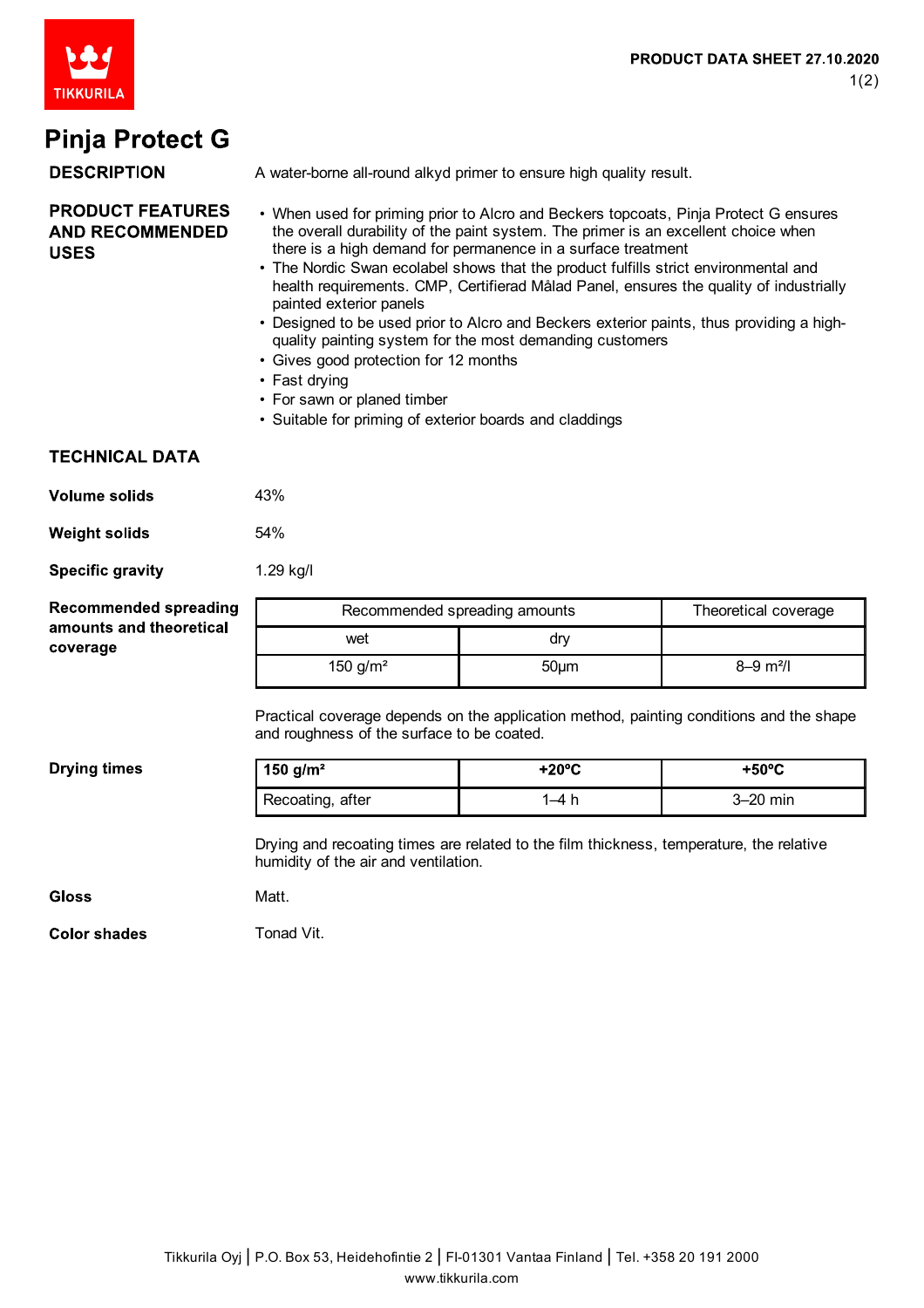# Pinja Protect G

## DESCRIPTION

A water-borne all-round alkyd primer to ensure high quality result.

## PRODUCT FEATURES AND RECOMMENDED USES

- When used for priming prior to Alcro and Beckers topcoats, Pinja Protect G ensures the overall durability of the paint system. The primer is an excellent choice when there is a high demand for permanence in a surface treatment
- The Nordic Swan ecolabel shows that the product fulfills strict environmental and health requirements. CMP, Certifierad Målad Panel, ensures the quality of industrially painted exterior panels
- Designed to be used prior to Alcro and Beckers exterior paints, thus providing a high-quality painting system for the most demanding customers
- Gives good protection for 12 months
- Fast drying
- For sawn or planed timber
- Suitable for priming of exterior boards and claddings

## TECHNICAL DATA

**Volume solids**

43%

**Weight solids**

54%

**Specific gravity**

1.29 kg/l

**Recommended spreading amounts and theoretical coverage**

| Recommended spreading amounts | | Theoretical coverage |
|---|---|---|
| wet | dry | |
| 150 g/m² | 50µm | 8–9 m²/l |

Practical coverage depends on the application method, painting conditions and the shape and roughness of the surface to be coated.

**Drying times**

| 150 g/m² | +20ºC | +50ºC |
|---|---|---|
| Recoating, after | 1–4 h | 3–20 min |

Drying and recoating times are related to the film thickness, temperature, the relative humidity of the air and ventilation.

**Gloss**

Matt.

**Color shades**

Tonad Vit.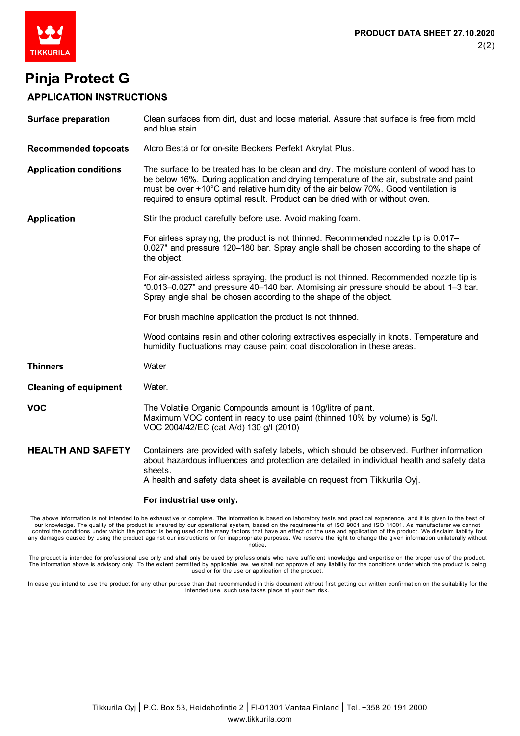# Pinja Protect G

## APPLICATION INSTRUCTIONS

**Surface preparation**

Clean surfaces from dirt, dust and loose material. Assure that surface is free from mold and blue stain.

**Recommended topcoats**

Alcro Bestå or for on-site Beckers Perfekt Akrylat Plus.

**Application conditions**

The surface to be treated has to be clean and dry. The moisture content of wood has to be below 16%. During application and drying temperature of the air, substrate and paint must be over +10°C and relative humidity of the air below 70%. Good ventilation is required to ensure optimal result. Product can be dried with or without oven.

**Application**

Stir the product carefully before use. Avoid making foam.

For airless spraying, the product is not thinned. Recommended nozzle tip is 0.017–0.027" and pressure 120–180 bar. Spray angle shall be chosen according to the shape of the object.

For air-assisted airless spraying, the product is not thinned. Recommended nozzle tip is "0.013–0.027" and pressure 40–140 bar. Atomising air pressure should be about 1–3 bar. Spray angle shall be chosen according to the shape of the object.

For brush machine application the product is not thinned.

Wood contains resin and other coloring extractives especially in knots. Temperature and humidity fluctuations may cause paint coat discoloration in these areas.

**Thinners**

Water

**Cleaning of equipment**

Water.

**VOC**

The Volatile Organic Compounds amount is 10g/litre of paint.
Maximum VOC content in ready to use paint (thinned 10% by volume) is 5g/l.
VOC 2004/42/EC (cat A/d) 130 g/l (2010)

## HEALTH AND SAFETY

Containers are provided with safety labels, which should be observed. Further information about hazardous influences and protection are detailed in individual health and safety data sheets.
A health and safety data sheet is available on request from Tikkurila Oyj.

**For industrial use only.**

The above information is not intended to be exhaustive or complete. The information is based on laboratory tests and practical experience, and it is given to the best of our knowledge. The quality of the product is ensured by our operational system, based on the requirements of ISO 9001 and ISO 14001. As manufacturer we cannot control the conditions under which the product is being used or the many factors that have an effect on the use and application of the product. We disclaim liability for any damages caused by using the product against our instructions or for inappropriate purposes. We reserve the right to change the given information unilaterally without notice.

The product is intended for professional use only and shall only be used by professionals who have sufficient knowledge and expertise on the proper use of the product. The information above is advisory only. To the extent permitted by applicable law, we shall not approve of any liability for the conditions under which the product is being used or for the use or application of the product.

In case you intend to use the product for any other purpose than that recommended in this document without first getting our written confirmation on the suitability for the intended use, such use takes place at your own risk.

Tikkurila Oyj | P.O. Box 53, Heidehofintie 2 | FI-01301 Vantaa Finland | Tel. +358 20 191 2000
www.tikkurila.com